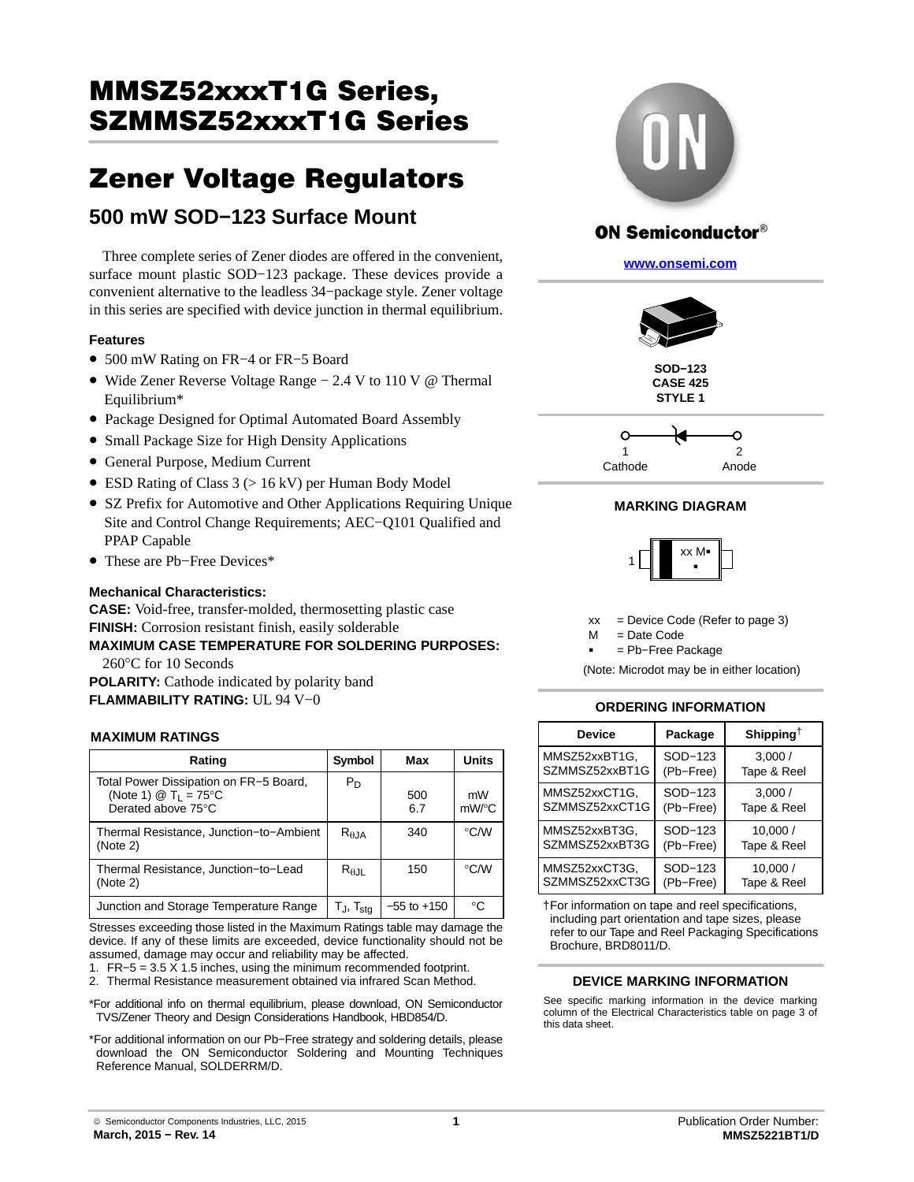# MMSZ52xxxT1G Series, SZMMSZ52xxxT1G Series

# Zener Voltage Regulators

## 500 mW SOD−123 Surface Mount

Three complete series of Zener diodes are offered in the convenient, surface mount plastic SOD−123 package. These devices provide a convenient alternative to the leadless 34−package style. Zener voltage in this series are specified with device junction in thermal equilibrium.

### Features

- 500 mW Rating on FR−4 or FR−5 Board
- Wide Zener Reverse Voltage Range − 2.4 V to 110 V @ Thermal Equilibrium*
- Package Designed for Optimal Automated Board Assembly
- Small Package Size for High Density Applications
- General Purpose, Medium Current
- ESD Rating of Class 3 (> 16 kV) per Human Body Model
- SZ Prefix for Automotive and Other Applications Requiring Unique Site and Control Change Requirements; AEC−Q101 Qualified and PPAP Capable
- These are Pb−Free Devices*

### Mechanical Characteristics:

**CASE:** Void-free, transfer-molded, thermosetting plastic case

**FINISH:** Corrosion resistant finish, easily solderable

**MAXIMUM CASE TEMPERATURE FOR SOLDERING PURPOSES:** 260°C for 10 Seconds

**POLARITY:** Cathode indicated by polarity band

**FLAMMABILITY RATING:** UL 94 V−0

### MAXIMUM RATINGS

| Rating | Symbol | Max | Units |
|---|---|---|---|
| Total Power Dissipation on FR−5 Board, (Note 1) @ $T_L$ = 75°C<br>Derated above 75°C | $P_D$ | 500<br>6.7 | mW<br>mW/°C |
| Thermal Resistance, Junction−to−Ambient (Note 2) | $R_{\theta JA}$ | 340 | °C/W |
| Thermal Resistance, Junction−to−Lead (Note 2) | $R_{\theta JL}$ | 150 | °C/W |
| Junction and Storage Temperature Range | $T_J$, $T_{stg}$ | −55 to +150 | °C |

Stresses exceeding those listed in the Maximum Ratings table may damage the device. If any of these limits are exceeded, device functionality should not be assumed, damage may occur and reliability may be affected.

1. FR−5 = 3.5 X 1.5 inches, using the minimum recommended footprint.
2. Thermal Resistance measurement obtained via infrared Scan Method.

*For additional info on thermal equilibrium, please download, ON Semiconductor TVS/Zener Theory and Design Considerations Handbook, HBD854/D.

*For additional information on our Pb−Free strategy and soldering details, please download the ON Semiconductor Soldering and Mounting Techniques Reference Manual, SOLDERRM/D.

ON Semiconductor®

www.onsemi.com

SOD−123
CASE 425
STYLE 1

1 Cathode — 2 Anode

### MARKING DIAGRAM

xx M▪
▪

xx = Device Code (Refer to page 3)
M = Date Code
▪ = Pb−Free Package

(Note: Microdot may be in either location)

### ORDERING INFORMATION

| Device | Package | Shipping† |
|---|---|---|
| MMSZ52xxBT1G, SZMMSZ52xxBT1G | SOD−123 (Pb−Free) | 3,000 / Tape & Reel |
| MMSZ52xxCT1G, SZMMSZ52xxCT1G | SOD−123 (Pb−Free) | 3,000 / Tape & Reel |
| MMSZ52xxBT3G, SZMMSZ52xxBT3G | SOD−123 (Pb−Free) | 10,000 / Tape & Reel |
| MMSZ52xxCT3G, SZMMSZ52xxCT3G | SOD−123 (Pb−Free) | 10,000 / Tape & Reel |

†For information on tape and reel specifications, including part orientation and tape sizes, please refer to our Tape and Reel Packaging Specifications Brochure, BRD8011/D.

### DEVICE MARKING INFORMATION

See specific marking information in the device marking column of the Electrical Characteristics table on page 3 of this data sheet.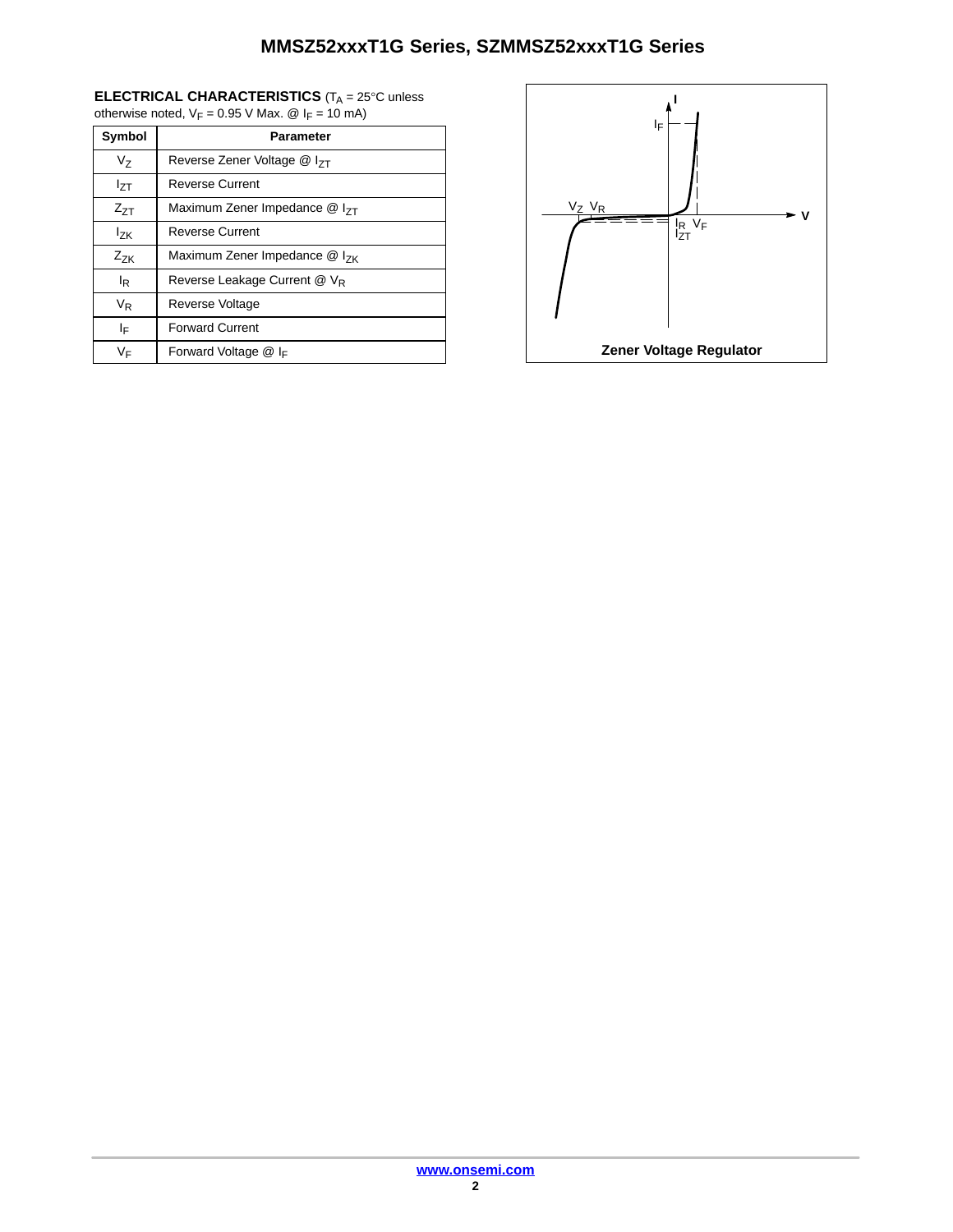**ELECTRICAL CHARACTERISTICS** ($T_A$ = 25°C unless otherwise noted, $V_F$ = 0.95 V Max. @ $I_F$ = 10 mA)

| Symbol | Parameter |
| --- | --- |
| $V_Z$ | Reverse Zener Voltage @ $I_{ZT}$ |
| $I_{ZT}$ | Reverse Current |
| $Z_{ZT}$ | Maximum Zener Impedance @ $I_{ZT}$ |
| $I_{ZK}$ | Reverse Current |
| $Z_{ZK}$ | Maximum Zener Impedance @ $I_{ZK}$ |
| $I_R$ | Reverse Leakage Current @ $V_R$ |
| $V_R$ | Reverse Voltage |
| $I_F$ | Forward Current |
| $V_F$ | Forward Voltage @ $I_F$ |

Zener Voltage Regulator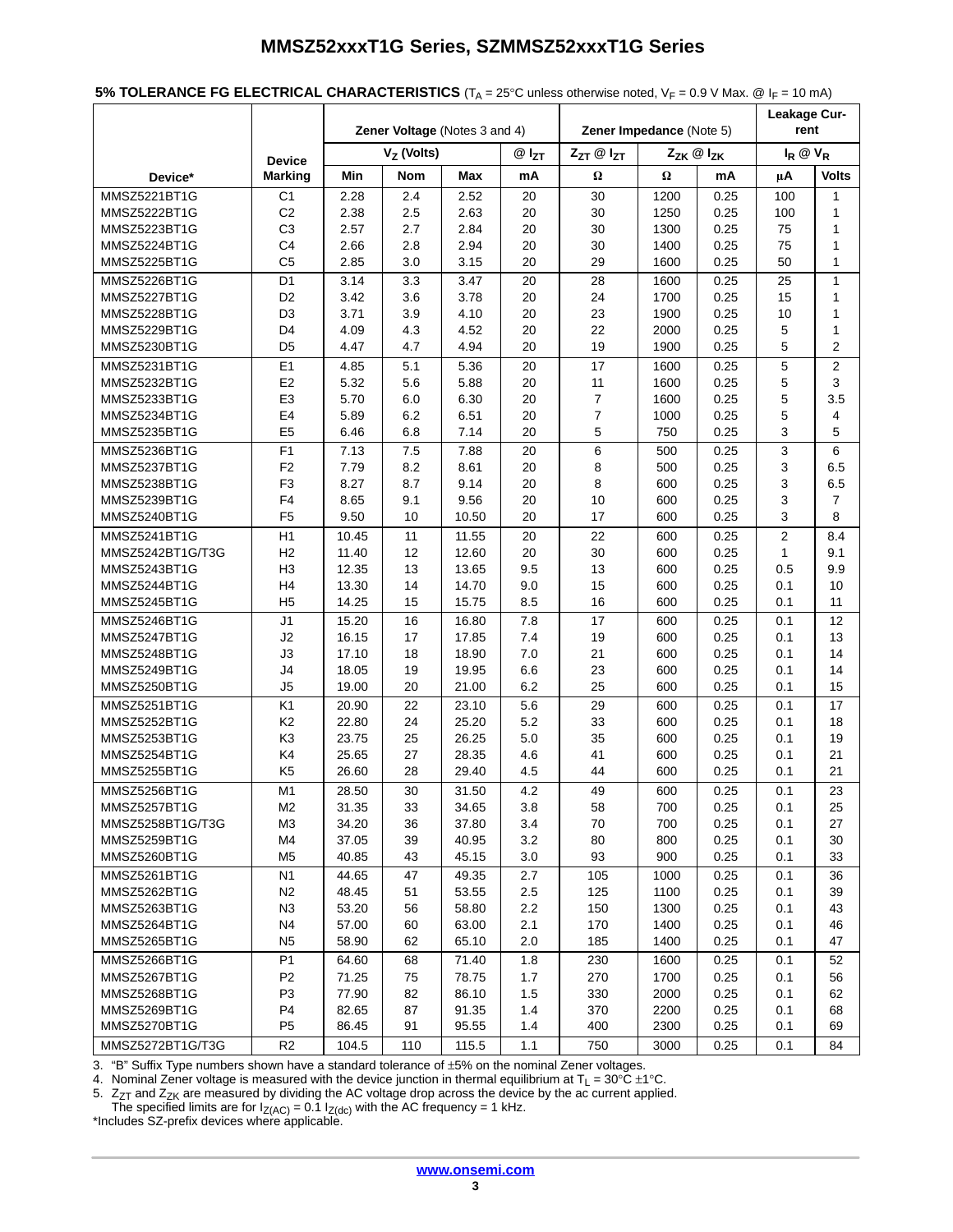**5% TOLERANCE FG ELECTRICAL CHARACTERISTICS** ($T_A$ = 25°C unless otherwise noted, $V_F$ = 0.9 V Max. @ $I_F$ = 10 mA)

| Device* | Device Marking | Zener Voltage (Notes 3 and 4) | | | | Zener Impedance (Note 5) | | | Leakage Current | |
|---|---|---|---|---|---|---|---|---|---|---|
| | | $V_Z$ (Volts) | | | @ $I_{ZT}$ | $Z_{ZT}$ @ $I_{ZT}$ | $Z_{ZK}$ @ $I_{ZK}$ | | $I_R$ @ $V_R$ | |
| | | Min | Nom | Max | mA | Ω | Ω | mA | μA | Volts |
| MMSZ5221BT1G | C1 | 2.28 | 2.4 | 2.52 | 20 | 30 | 1200 | 0.25 | 100 | 1 |
| MMSZ5222BT1G | C2 | 2.38 | 2.5 | 2.63 | 20 | 30 | 1250 | 0.25 | 100 | 1 |
| MMSZ5223BT1G | C3 | 2.57 | 2.7 | 2.84 | 20 | 30 | 1300 | 0.25 | 75 | 1 |
| MMSZ5224BT1G | C4 | 2.66 | 2.8 | 2.94 | 20 | 30 | 1400 | 0.25 | 75 | 1 |
| MMSZ5225BT1G | C5 | 2.85 | 3.0 | 3.15 | 20 | 29 | 1600 | 0.25 | 50 | 1 |
| MMSZ5226BT1G | D1 | 3.14 | 3.3 | 3.47 | 20 | 28 | 1600 | 0.25 | 25 | 1 |
| MMSZ5227BT1G | D2 | 3.42 | 3.6 | 3.78 | 20 | 24 | 1700 | 0.25 | 15 | 1 |
| MMSZ5228BT1G | D3 | 3.71 | 3.9 | 4.10 | 20 | 23 | 1900 | 0.25 | 10 | 1 |
| MMSZ5229BT1G | D4 | 4.09 | 4.3 | 4.52 | 20 | 22 | 2000 | 0.25 | 5 | 1 |
| MMSZ5230BT1G | D5 | 4.47 | 4.7 | 4.94 | 20 | 19 | 1900 | 0.25 | 5 | 2 |
| MMSZ5231BT1G | E1 | 4.85 | 5.1 | 5.36 | 20 | 17 | 1600 | 0.25 | 5 | 2 |
| MMSZ5232BT1G | E2 | 5.32 | 5.6 | 5.88 | 20 | 11 | 1600 | 0.25 | 5 | 3 |
| MMSZ5233BT1G | E3 | 5.70 | 6.0 | 6.30 | 20 | 7 | 1600 | 0.25 | 5 | 3.5 |
| MMSZ5234BT1G | E4 | 5.89 | 6.2 | 6.51 | 20 | 7 | 1000 | 0.25 | 5 | 4 |
| MMSZ5235BT1G | E5 | 6.46 | 6.8 | 7.14 | 20 | 5 | 750 | 0.25 | 3 | 5 |
| MMSZ5236BT1G | F1 | 7.13 | 7.5 | 7.88 | 20 | 6 | 500 | 0.25 | 3 | 6 |
| MMSZ5237BT1G | F2 | 7.79 | 8.2 | 8.61 | 20 | 8 | 500 | 0.25 | 3 | 6.5 |
| MMSZ5238BT1G | F3 | 8.27 | 8.7 | 9.14 | 20 | 8 | 600 | 0.25 | 3 | 6.5 |
| MMSZ5239BT1G | F4 | 8.65 | 9.1 | 9.56 | 20 | 10 | 600 | 0.25 | 3 | 7 |
| MMSZ5240BT1G | F5 | 9.50 | 10 | 10.50 | 20 | 17 | 600 | 0.25 | 3 | 8 |
| MMSZ5241BT1G | H1 | 10.45 | 11 | 11.55 | 20 | 22 | 600 | 0.25 | 2 | 8.4 |
| MMSZ5242BT1G/T3G | H2 | 11.40 | 12 | 12.60 | 20 | 30 | 600 | 0.25 | 1 | 9.1 |
| MMSZ5243BT1G | H3 | 12.35 | 13 | 13.65 | 9.5 | 13 | 600 | 0.25 | 0.5 | 9.9 |
| MMSZ5244BT1G | H4 | 13.30 | 14 | 14.70 | 9.0 | 15 | 600 | 0.25 | 0.1 | 10 |
| MMSZ5245BT1G | H5 | 14.25 | 15 | 15.75 | 8.5 | 16 | 600 | 0.25 | 0.1 | 11 |
| MMSZ5246BT1G | J1 | 15.20 | 16 | 16.80 | 7.8 | 17 | 600 | 0.25 | 0.1 | 12 |
| MMSZ5247BT1G | J2 | 16.15 | 17 | 17.85 | 7.4 | 19 | 600 | 0.25 | 0.1 | 13 |
| MMSZ5248BT1G | J3 | 17.10 | 18 | 18.90 | 7.0 | 21 | 600 | 0.25 | 0.1 | 14 |
| MMSZ5249BT1G | J4 | 18.05 | 19 | 19.95 | 6.6 | 23 | 600 | 0.25 | 0.1 | 14 |
| MMSZ5250BT1G | J5 | 19.00 | 20 | 21.00 | 6.2 | 25 | 600 | 0.25 | 0.1 | 15 |
| MMSZ5251BT1G | K1 | 20.90 | 22 | 23.10 | 5.6 | 29 | 600 | 0.25 | 0.1 | 17 |
| MMSZ5252BT1G | K2 | 22.80 | 24 | 25.20 | 5.2 | 33 | 600 | 0.25 | 0.1 | 18 |
| MMSZ5253BT1G | K3 | 23.75 | 25 | 26.25 | 5.0 | 35 | 600 | 0.25 | 0.1 | 19 |
| MMSZ5254BT1G | K4 | 25.65 | 27 | 28.35 | 4.6 | 41 | 600 | 0.25 | 0.1 | 21 |
| MMSZ5255BT1G | K5 | 26.60 | 28 | 29.40 | 4.5 | 44 | 600 | 0.25 | 0.1 | 21 |
| MMSZ5256BT1G | M1 | 28.50 | 30 | 31.50 | 4.2 | 49 | 600 | 0.25 | 0.1 | 23 |
| MMSZ5257BT1G | M2 | 31.35 | 33 | 34.65 | 3.8 | 58 | 700 | 0.25 | 0.1 | 25 |
| MMSZ5258BT1G/T3G | M3 | 34.20 | 36 | 37.80 | 3.4 | 70 | 700 | 0.25 | 0.1 | 27 |
| MMSZ5259BT1G | M4 | 37.05 | 39 | 40.95 | 3.2 | 80 | 800 | 0.25 | 0.1 | 30 |
| MMSZ5260BT1G | M5 | 40.85 | 43 | 45.15 | 3.0 | 93 | 900 | 0.25 | 0.1 | 33 |
| MMSZ5261BT1G | N1 | 44.65 | 47 | 49.35 | 2.7 | 105 | 1000 | 0.25 | 0.1 | 36 |
| MMSZ5262BT1G | N2 | 48.45 | 51 | 53.55 | 2.5 | 125 | 1100 | 0.25 | 0.1 | 39 |
| MMSZ5263BT1G | N3 | 53.20 | 56 | 58.80 | 2.2 | 150 | 1300 | 0.25 | 0.1 | 43 |
| MMSZ5264BT1G | N4 | 57.00 | 60 | 63.00 | 2.1 | 170 | 1400 | 0.25 | 0.1 | 46 |
| MMSZ5265BT1G | N5 | 58.90 | 62 | 65.10 | 2.0 | 185 | 1400 | 0.25 | 0.1 | 47 |
| MMSZ5266BT1G | P1 | 64.60 | 68 | 71.40 | 1.8 | 230 | 1600 | 0.25 | 0.1 | 52 |
| MMSZ5267BT1G | P2 | 71.25 | 75 | 78.75 | 1.7 | 270 | 1700 | 0.25 | 0.1 | 56 |
| MMSZ5268BT1G | P3 | 77.90 | 82 | 86.10 | 1.5 | 330 | 2000 | 0.25 | 0.1 | 62 |
| MMSZ5269BT1G | P4 | 82.65 | 87 | 91.35 | 1.4 | 370 | 2200 | 0.25 | 0.1 | 68 |
| MMSZ5270BT1G | P5 | 86.45 | 91 | 95.55 | 1.4 | 400 | 2300 | 0.25 | 0.1 | 69 |
| MMSZ5272BT1G/T3G | R2 | 104.5 | 110 | 115.5 | 1.1 | 750 | 3000 | 0.25 | 0.1 | 84 |

3. "B" Suffix Type numbers shown have a standard tolerance of ±5% on the nominal Zener voltages.
4. Nominal Zener voltage is measured with the device junction in thermal equilibrium at $T_L$ = 30°C ±1°C.
5. $Z_{ZT}$ and $Z_{ZK}$ are measured by dividing the AC voltage drop across the device by the ac current applied. The specified limits are for $I_{Z(AC)} = 0.1\ I_{Z(dc)}$ with the AC frequency = 1 kHz.

*Includes SZ-prefix devices where applicable.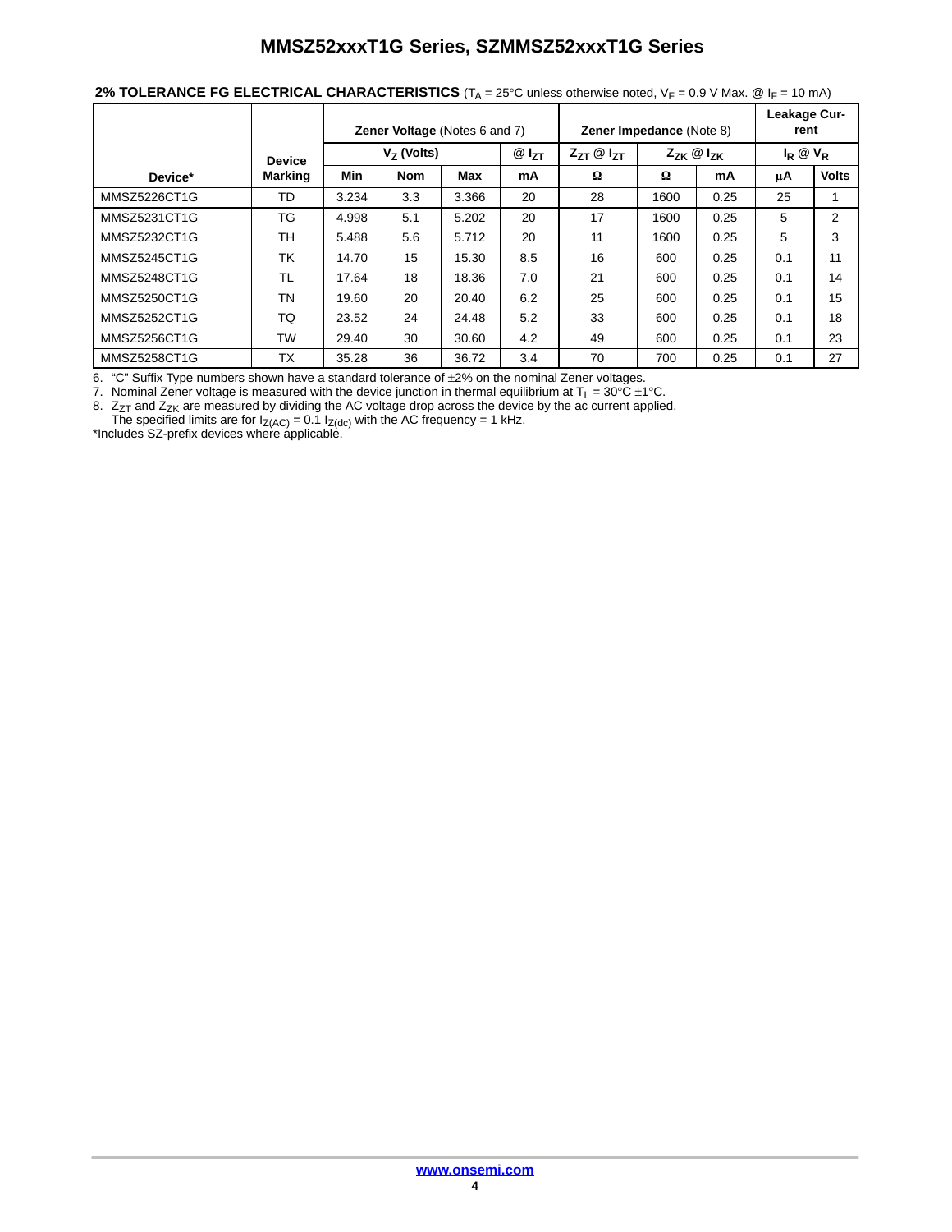**2% TOLERANCE FG ELECTRICAL CHARACTERISTICS** ($T_A$ = 25°C unless otherwise noted, $V_F$ = 0.9 V Max. @ $I_F$ = 10 mA)

| Device* | Device Marking | Zener Voltage (Notes 6 and 7) | | | | Zener Impedance (Note 8) | | | Leakage Current | |
|---|---|---|---|---|---|---|---|---|---|---|
| | | $V_Z$ (Volts) | | | @ $I_{ZT}$ | $Z_{ZT}$ @ $I_{ZT}$ | $Z_{ZK}$ @ $I_{ZK}$ | | $I_R$ @ $V_R$ | |
| | | Min | Nom | Max | mA | Ω | Ω | mA | μA | Volts |
| MMSZ5226CT1G | TD | 3.234 | 3.3 | 3.366 | 20 | 28 | 1600 | 0.25 | 25 | 1 |
| MMSZ5231CT1G | TG | 4.998 | 5.1 | 5.202 | 20 | 17 | 1600 | 0.25 | 5 | 2 |
| MMSZ5232CT1G | TH | 5.488 | 5.6 | 5.712 | 20 | 11 | 1600 | 0.25 | 5 | 3 |
| MMSZ5245CT1G | TK | 14.70 | 15 | 15.30 | 8.5 | 16 | 600 | 0.25 | 0.1 | 11 |
| MMSZ5248CT1G | TL | 17.64 | 18 | 18.36 | 7.0 | 21 | 600 | 0.25 | 0.1 | 14 |
| MMSZ5250CT1G | TN | 19.60 | 20 | 20.40 | 6.2 | 25 | 600 | 0.25 | 0.1 | 15 |
| MMSZ5252CT1G | TQ | 23.52 | 24 | 24.48 | 5.2 | 33 | 600 | 0.25 | 0.1 | 18 |
| MMSZ5256CT1G | TW | 29.40 | 30 | 30.60 | 4.2 | 49 | 600 | 0.25 | 0.1 | 23 |
| MMSZ5258CT1G | TX | 35.28 | 36 | 36.72 | 3.4 | 70 | 700 | 0.25 | 0.1 | 27 |

6. "C" Suffix Type numbers shown have a standard tolerance of ±2% on the nominal Zener voltages.
7. Nominal Zener voltage is measured with the device junction in thermal equilibrium at $T_L$ = 30°C ±1°C.
8. $Z_{ZT}$ and $Z_{ZK}$ are measured by dividing the AC voltage drop across the device by the ac current applied. The specified limits are for $I_{Z(AC)} = 0.1\ I_{Z(dc)}$ with the AC frequency = 1 kHz.

*Includes SZ-prefix devices where applicable.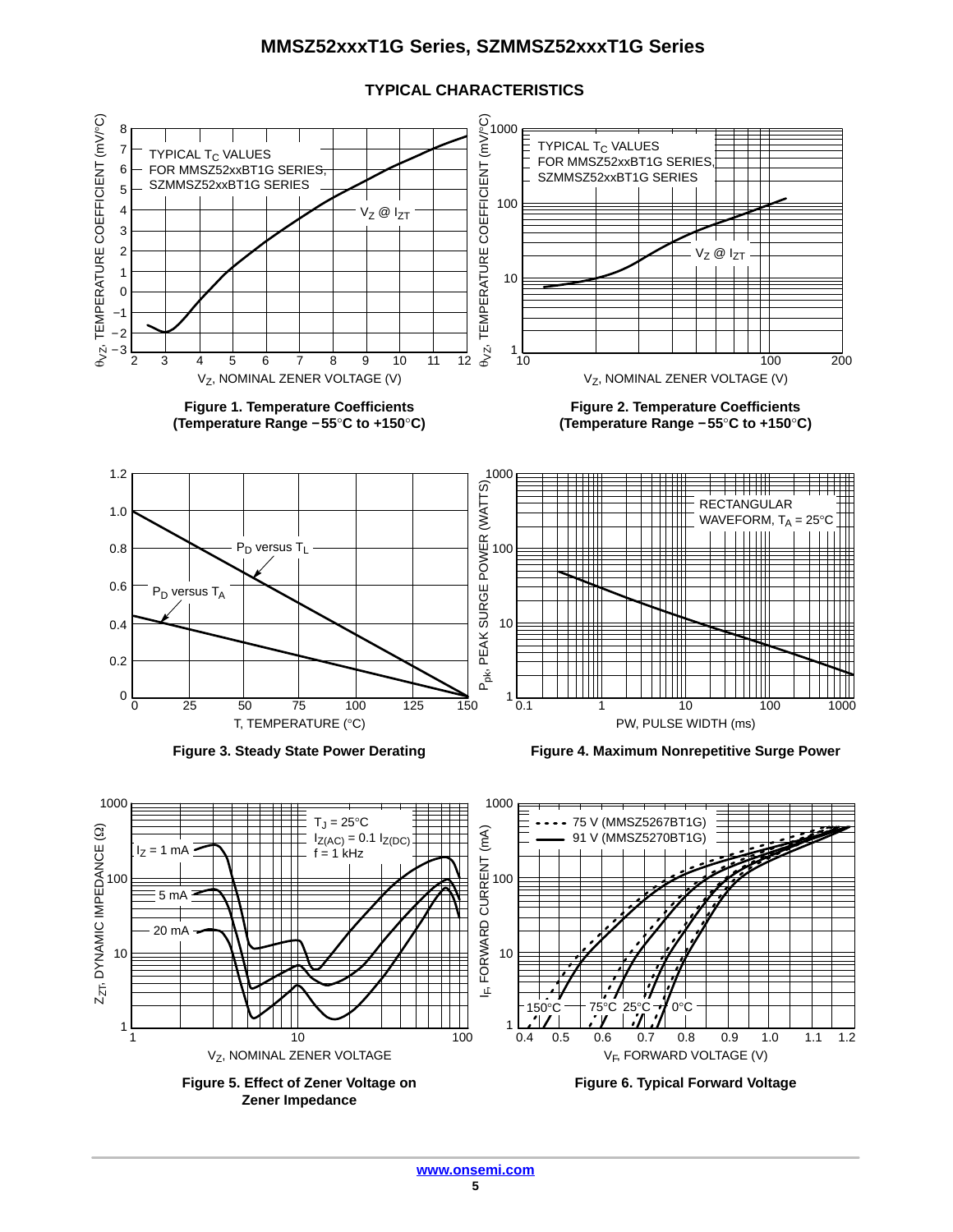## TYPICAL CHARACTERISTICS

**Figure 1. Temperature Coefficients (Temperature Range −55°C to +150°C)**

**Figure 2. Temperature Coefficients (Temperature Range −55°C to +150°C)**

**Figure 3. Steady State Power Derating**

**Figure 4. Maximum Nonrepetitive Surge Power**

**Figure 5. Effect of Zener Voltage on Zener Impedance**

**Figure 6. Typical Forward Voltage**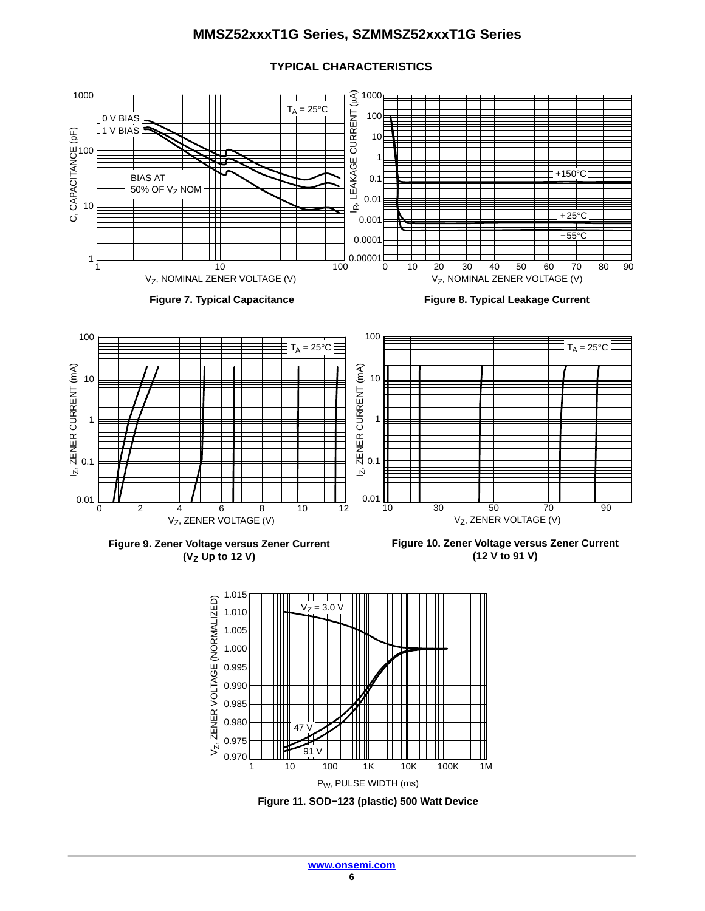## TYPICAL CHARACTERISTICS

Figure 7. Typical Capacitance

Figure 8. Typical Leakage Current

Figure 9. Zener Voltage versus Zener Current ($V_Z$ Up to 12 V)

Figure 10. Zener Voltage versus Zener Current (12 V to 91 V)

Figure 11. SOD−123 (plastic) 500 Watt Device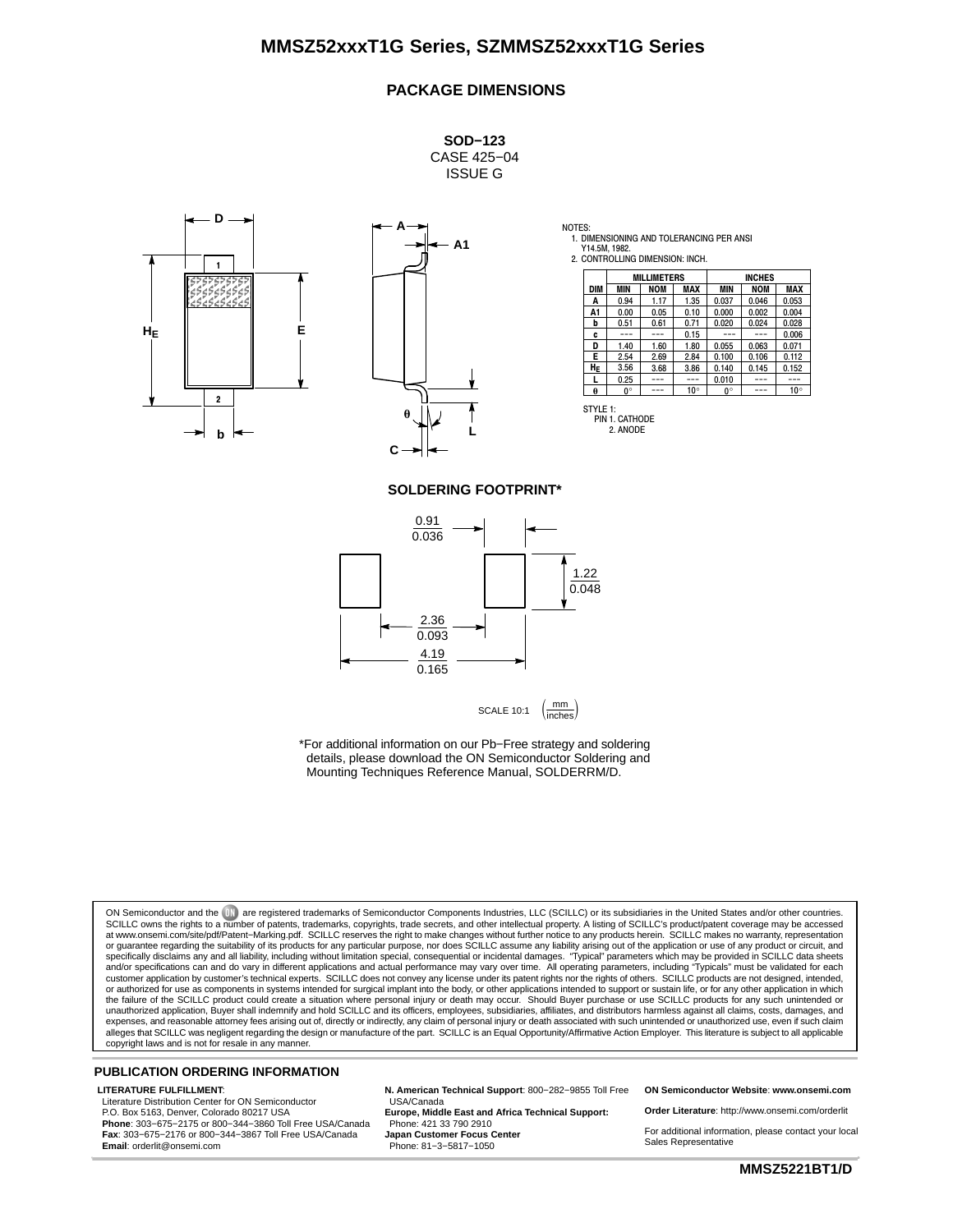## PACKAGE DIMENSIONS

**SOD−123**
CASE 425−04
ISSUE G

NOTES:
1. DIMENSIONING AND TOLERANCING PER ANSI Y14.5M, 1982.
2. CONTROLLING DIMENSION: INCH.

| DIM | MILLIMETERS | | | INCHES | | |
|---|---|---|---|---|---|---|
| | MIN | NOM | MAX | MIN | NOM | MAX |
| A | 0.94 | 1.17 | 1.35 | 0.037 | 0.046 | 0.053 |
| A1 | 0.00 | 0.05 | 0.10 | 0.000 | 0.002 | 0.004 |
| b | 0.51 | 0.61 | 0.71 | 0.020 | 0.024 | 0.028 |
| c | --- | --- | 0.15 | --- | --- | 0.006 |
| D | 1.40 | 1.60 | 1.80 | 0.055 | 0.063 | 0.071 |
| E | 2.54 | 2.69 | 2.84 | 0.100 | 0.106 | 0.112 |
| $H_E$ | 3.56 | 3.68 | 3.86 | 0.140 | 0.145 | 0.152 |
| L | 0.25 | --- | --- | 0.010 | --- | --- |
| θ | 0° | --- | 10° | 0° | --- | 10° |

STYLE 1:
PIN 1. CATHODE
2. ANODE

### SOLDERING FOOTPRINT*

0.91 / 0.036
1.22 / 0.048
2.36 / 0.093
4.19 / 0.165

SCALE 10:1 (mm / inches)

*For additional information on our Pb−Free strategy and soldering details, please download the ON Semiconductor Soldering and Mounting Techniques Reference Manual, SOLDERRM/D.

ON Semiconductor and the ON logo are registered trademarks of Semiconductor Components Industries, LLC (SCILLC) or its subsidiaries in the United States and/or other countries. SCILLC owns the rights to a number of patents, trademarks, copyrights, trade secrets, and other intellectual property. A listing of SCILLC's product/patent coverage may be accessed at www.onsemi.com/site/pdf/Patent−Marking.pdf. SCILLC reserves the right to make changes without further notice to any products herein. SCILLC makes no warranty, representation or guarantee regarding the suitability of its products for any particular purpose, nor does SCILLC assume any liability arising out of the application or use of any product or circuit, and specifically disclaims any and all liability, including without limitation special, consequential or incidental damages. "Typical" parameters which may be provided in SCILLC data sheets and/or specifications can and do vary in different applications and actual performance may vary over time. All operating parameters, including "Typicals" must be validated for each customer application by customer's technical experts. SCILLC does not convey any license under its patent rights nor the rights of others. SCILLC products are not designed, intended, or authorized for use as components in systems intended for surgical implant into the body, or other applications intended to support or sustain life, or for any other application in which the failure of the SCILLC product could create a situation where personal injury or death may occur. Should Buyer purchase or use SCILLC products for any such unintended or unauthorized application, Buyer shall indemnify and hold SCILLC and its officers, employees, subsidiaries, affiliates, and distributors harmless against all claims, costs, damages, and expenses, and reasonable attorney fees arising out of, directly or indirectly, any claim of personal injury or death associated with such unintended or unauthorized use, even if such claim alleges that SCILLC was negligent regarding the design or manufacture of the part. SCILLC is an Equal Opportunity/Affirmative Action Employer. This literature is subject to all applicable copyright laws and is not for resale in any manner.

### PUBLICATION ORDERING INFORMATION

**LITERATURE FULFILLMENT**:
Literature Distribution Center for ON Semiconductor
P.O. Box 5163, Denver, Colorado 80217 USA
**Phone**: 303−675−2175 or 800−344−3860 Toll Free USA/Canada
**Fax**: 303−675−2176 or 800−344−3867 Toll Free USA/Canada
**Email**: orderlit@onsemi.com

**N. American Technical Support**: 800−282−9855 Toll Free USA/Canada
**Europe, Middle East and Africa Technical Support:**
Phone: 421 33 790 2910
**Japan Customer Focus Center**
Phone: 81−3−5817−1050

**ON Semiconductor Website**: **www.onsemi.com**

**Order Literature**: http://www.onsemi.com/orderlit

For additional information, please contact your local Sales Representative

**MMSZ5221BT1/D**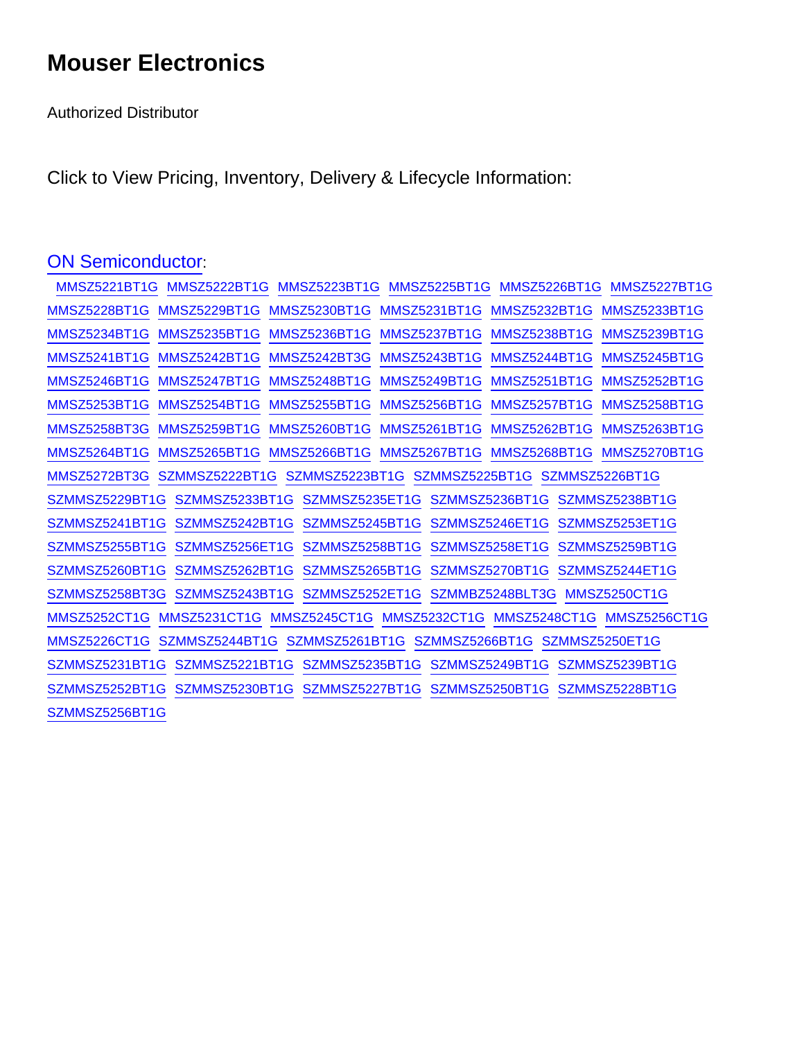# Mouser Electronics

Authorized Distributor

Click to View Pricing, Inventory, Delivery & Lifecycle Information:

ON Semiconductor:

MMSZ5221BT1G MMSZ5222BT1G MMSZ5223BT1G MMSZ5225BT1G MMSZ5226BT1G MMSZ5227BT1G MMSZ5228BT1G MMSZ5229BT1G MMSZ5230BT1G MMSZ5231BT1G MMSZ5232BT1G MMSZ5233BT1G MMSZ5234BT1G MMSZ5235BT1G MMSZ5236BT1G MMSZ5237BT1G MMSZ5238BT1G MMSZ5239BT1G MMSZ5241BT1G MMSZ5242BT1G MMSZ5242BT3G MMSZ5243BT1G MMSZ5244BT1G MMSZ5245BT1G MMSZ5246BT1G MMSZ5247BT1G MMSZ5248BT1G MMSZ5249BT1G MMSZ5251BT1G MMSZ5252BT1G MMSZ5253BT1G MMSZ5254BT1G MMSZ5255BT1G MMSZ5256BT1G MMSZ5257BT1G MMSZ5258BT1G MMSZ5258BT3G MMSZ5259BT1G MMSZ5260BT1G MMSZ5261BT1G MMSZ5262BT1G MMSZ5263BT1G MMSZ5264BT1G MMSZ5265BT1G MMSZ5266BT1G MMSZ5267BT1G MMSZ5268BT1G MMSZ5270BT1G MMSZ5272BT3G SZMMSZ5222BT1G SZMMSZ5223BT1G SZMMSZ5225BT1G SZMMSZ5226BT1G SZMMSZ5229BT1G SZMMSZ5233BT1G SZMMSZ5235ET1G SZMMSZ5236BT1G SZMMSZ5238BT1G SZMMSZ5241BT1G SZMMSZ5242BT1G SZMMSZ5245BT1G SZMMSZ5246ET1G SZMMSZ5253ET1G SZMMSZ5255BT1G SZMMSZ5256ET1G SZMMSZ5258BT1G SZMMSZ5258ET1G SZMMSZ5259BT1G SZMMSZ5260BT1G SZMMSZ5262BT1G SZMMSZ5265BT1G SZMMSZ5270BT1G SZMMSZ5244ET1G SZMMSZ5258BT3G SZMMSZ5243BT1G SZMMSZ5252ET1G SZMMBZ5248BLT3G MMSZ5250CT1G MMSZ5252CT1G MMSZ5231CT1G MMSZ5245CT1G MMSZ5232CT1G MMSZ5248CT1G MMSZ5256CT1G MMSZ5226CT1G SZMMSZ5244BT1G SZMMSZ5261BT1G SZMMSZ5266BT1G SZMMSZ5250ET1G SZMMSZ5231BT1G SZMMSZ5221BT1G SZMMSZ5235BT1G SZMMSZ5249BT1G SZMMSZ5239BT1G SZMMSZ5252BT1G SZMMSZ5230BT1G SZMMSZ5227BT1G SZMMSZ5250BT1G SZMMSZ5228BT1G SZMMSZ5256BT1G